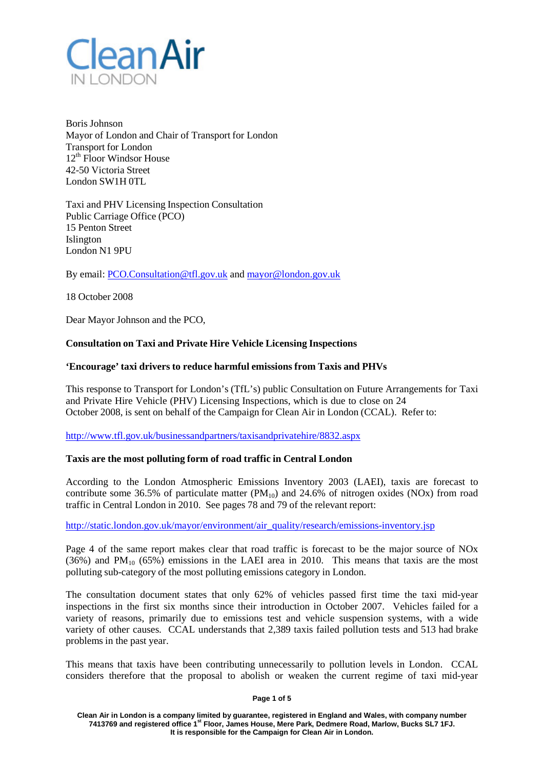Clean Air
IN LONDON

Boris Johnson
Mayor of London and Chair of Transport for London
Transport for London
12th Floor Windsor House
42-50 Victoria Street
London SW1H 0TL

Taxi and PHV Licensing Inspection Consultation
Public Carriage Office (PCO)
15 Penton Street
Islington
London N1 9PU

By email: PCO.Consultation@tfl.gov.uk and mayor@london.gov.uk

18 October 2008

Dear Mayor Johnson and the PCO,

**Consultation on Taxi and Private Hire Vehicle Licensing Inspections**

**'Encourage' taxi drivers to reduce harmful emissions from Taxis and PHVs**

This response to Transport for London's (TfL's) public Consultation on Future Arrangements for Taxi and Private Hire Vehicle (PHV) Licensing Inspections, which is due to close on 24 October 2008, is sent on behalf of the Campaign for Clean Air in London (CCAL). Refer to:

http://www.tfl.gov.uk/businessandpartners/taxisandprivatehire/8832.aspx

**Taxis are the most polluting form of road traffic in Central London**

According to the London Atmospheric Emissions Inventory 2003 (LAEI), taxis are forecast to contribute some 36.5% of particulate matter ($PM_{10}$) and 24.6% of nitrogen oxides (NOx) from road traffic in Central London in 2010. See pages 78 and 79 of the relevant report:

http://static.london.gov.uk/mayor/environment/air_quality/research/emissions-inventory.jsp

Page 4 of the same report makes clear that road traffic is forecast to be the major source of NOx (36%) and $PM_{10}$ (65%) emissions in the LAEI area in 2010. This means that taxis are the most polluting sub-category of the most polluting emissions category in London.

The consultation document states that only 62% of vehicles passed first time the taxi mid-year inspections in the first six months since their introduction in October 2007. Vehicles failed for a variety of reasons, primarily due to emissions test and vehicle suspension systems, with a wide variety of other causes. CCAL understands that 2,389 taxis failed pollution tests and 513 had brake problems in the past year.

This means that taxis have been contributing unnecessarily to pollution levels in London. CCAL considers therefore that the proposal to abolish or weaken the current regime of taxi mid-year

Clean Air in London is a company limited by guarantee, registered in England and Wales, with company number 7413769 and registered office 1st Floor, James House, Mere Park, Dedmere Road, Marlow, Bucks SL7 1FJ. It is responsible for the Campaign for Clean Air in London.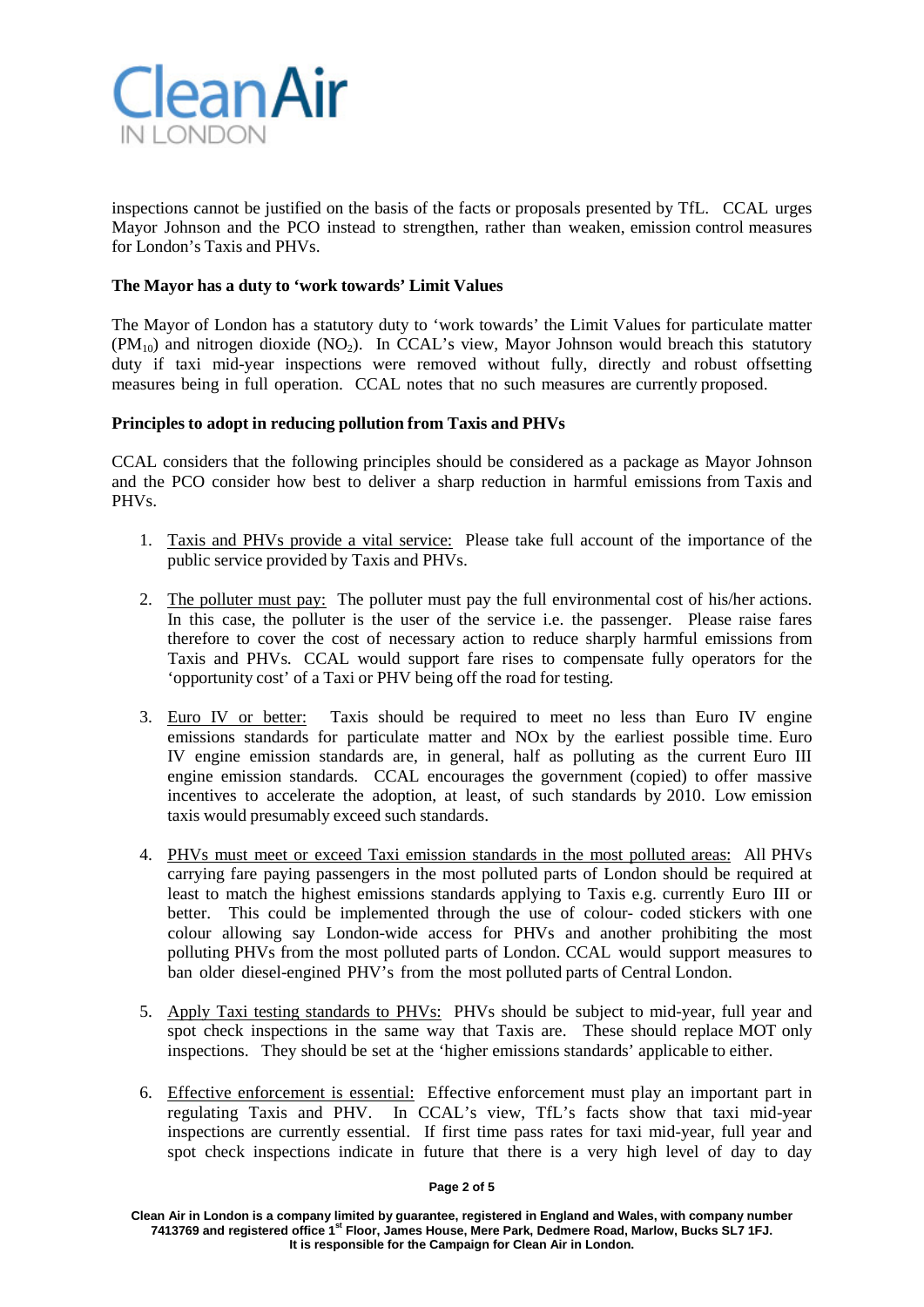inspections cannot be justified on the basis of the facts or proposals presented by TfL. CCAL urges Mayor Johnson and the PCO instead to strengthen, rather than weaken, emission control measures for London's Taxis and PHVs.

**The Mayor has a duty to 'work towards' Limit Values**

The Mayor of London has a statutory duty to 'work towards' the Limit Values for particulate matter ($PM_{10}$) and nitrogen dioxide ($NO_2$). In CCAL's view, Mayor Johnson would breach this statutory duty if taxi mid-year inspections were removed without fully, directly and robust offsetting measures being in full operation. CCAL notes that no such measures are currently proposed.

**Principles to adopt in reducing pollution from Taxis and PHVs**

CCAL considers that the following principles should be considered as a package as Mayor Johnson and the PCO consider how best to deliver a sharp reduction in harmful emissions from Taxis and PHVs.

1. <u>Taxis and PHVs provide a vital service:</u> Please take full account of the importance of the public service provided by Taxis and PHVs.

2. <u>The polluter must pay:</u> The polluter must pay the full environmental cost of his/her actions. In this case, the polluter is the user of the service i.e. the passenger. Please raise fares therefore to cover the cost of necessary action to reduce sharply harmful emissions from Taxis and PHVs. CCAL would support fare rises to compensate fully operators for the 'opportunity cost' of a Taxi or PHV being off the road for testing.

3. <u>Euro IV or better:</u> Taxis should be required to meet no less than Euro IV engine emissions standards for particulate matter and NOx by the earliest possible time. Euro IV engine emission standards are, in general, half as polluting as the current Euro III engine emission standards. CCAL encourages the government (copied) to offer massive incentives to accelerate the adoption, at least, of such standards by 2010. Low emission taxis would presumably exceed such standards.

4. <u>PHVs must meet or exceed Taxi emission standards in the most polluted areas:</u> All PHVs carrying fare paying passengers in the most polluted parts of London should be required at least to match the highest emissions standards applying to Taxis e.g. currently Euro III or better. This could be implemented through the use of colour- coded stickers with one colour allowing say London-wide access for PHVs and another prohibiting the most polluting PHVs from the most polluted parts of London. CCAL would support measures to ban older diesel-engined PHV's from the most polluted parts of Central London.

5. <u>Apply Taxi testing standards to PHVs:</u> PHVs should be subject to mid-year, full year and spot check inspections in the same way that Taxis are. These should replace MOT only inspections. They should be set at the 'higher emissions standards' applicable to either.

6. <u>Effective enforcement is essential:</u> Effective enforcement must play an important part in regulating Taxis and PHV. In CCAL's view, TfL's facts show that taxi mid-year inspections are currently essential. If first time pass rates for taxi mid-year, full year and spot check inspections indicate in future that there is a very high level of day to day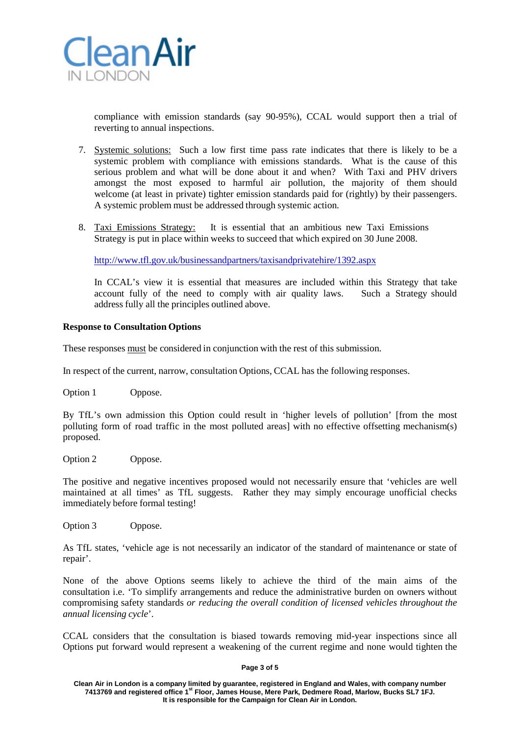compliance with emission standards (say 90-95%), CCAL would support then a trial of reverting to annual inspections.

7. Systemic solutions: Such a low first time pass rate indicates that there is likely to be a systemic problem with compliance with emissions standards. What is the cause of this serious problem and what will be done about it and when? With Taxi and PHV drivers amongst the most exposed to harmful air pollution, the majority of them should welcome (at least in private) tighter emission standards paid for (rightly) by their passengers. A systemic problem must be addressed through systemic action.

8. Taxi Emissions Strategy: It is essential that an ambitious new Taxi Emissions Strategy is put in place within weeks to succeed that which expired on 30 June 2008.

   http://www.tfl.gov.uk/businessandpartners/taxisandprivatehire/1392.aspx

   In CCAL's view it is essential that measures are included within this Strategy that take account fully of the need to comply with air quality laws. Such a Strategy should address fully all the principles outlined above.

**Response to Consultation Options**

These responses must be considered in conjunction with the rest of this submission.

In respect of the current, narrow, consultation Options, CCAL has the following responses.

Option 1 Oppose.

By TfL's own admission this Option could result in 'higher levels of pollution' [from the most polluting form of road traffic in the most polluted areas] with no effective offsetting mechanism(s) proposed.

Option 2 Oppose.

The positive and negative incentives proposed would not necessarily ensure that 'vehicles are well maintained at all times' as TfL suggests. Rather they may simply encourage unofficial checks immediately before formal testing!

Option 3 Oppose.

As TfL states, 'vehicle age is not necessarily an indicator of the standard of maintenance or state of repair'.

None of the above Options seems likely to achieve the third of the main aims of the consultation i.e. 'To simplify arrangements and reduce the administrative burden on owners without compromising safety standards *or reducing the overall condition of licensed vehicles throughout the annual licensing cycle*'.

CCAL considers that the consultation is biased towards removing mid-year inspections since all Options put forward would represent a weakening of the current regime and none would tighten the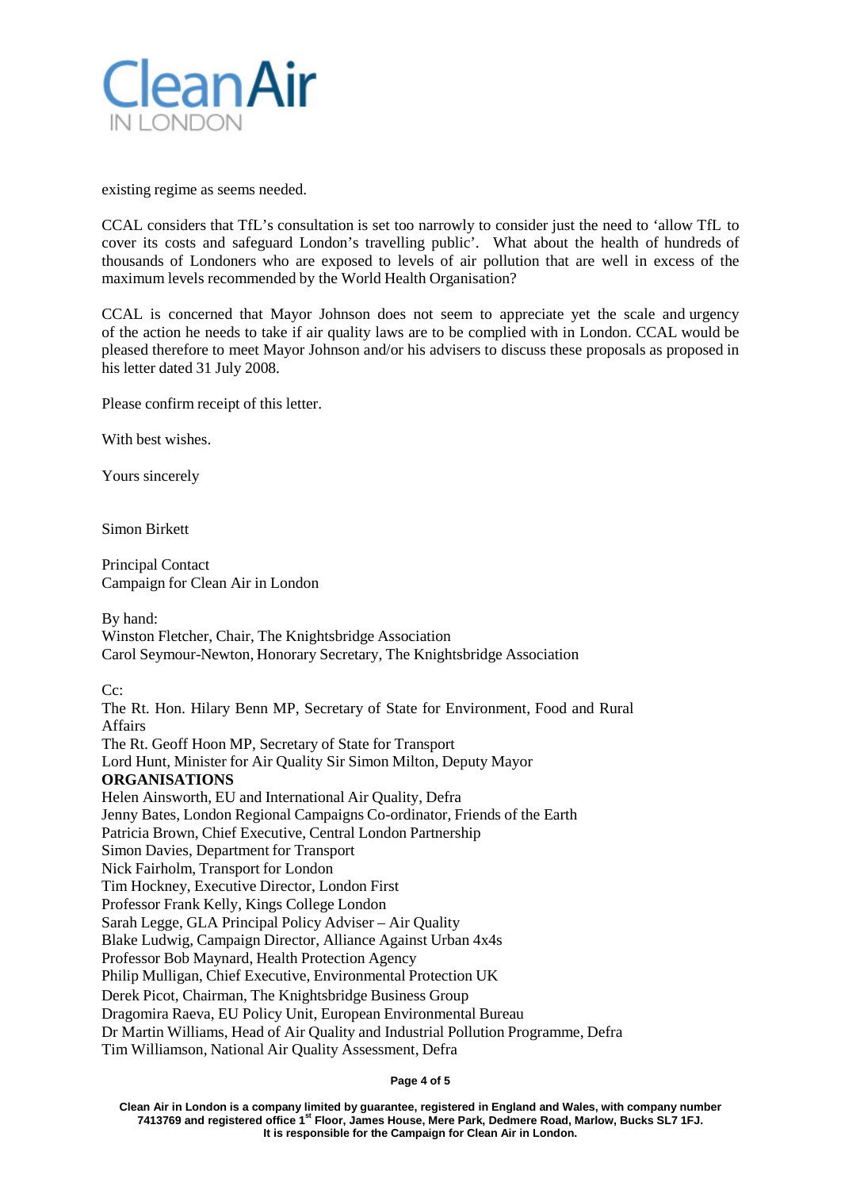existing regime as seems needed.

CCAL considers that TfL's consultation is set too narrowly to consider just the need to 'allow TfL to cover its costs and safeguard London's travelling public'. What about the health of hundreds of thousands of Londoners who are exposed to levels of air pollution that are well in excess of the maximum levels recommended by the World Health Organisation?

CCAL is concerned that Mayor Johnson does not seem to appreciate yet the scale and urgency of the action he needs to take if air quality laws are to be complied with in London. CCAL would be pleased therefore to meet Mayor Johnson and/or his advisers to discuss these proposals as proposed in his letter dated 31 July 2008.

Please confirm receipt of this letter.

With best wishes.

Yours sincerely

Simon Birkett

Principal Contact
Campaign for Clean Air in London

By hand:
Winston Fletcher, Chair, The Knightsbridge Association
Carol Seymour-Newton, Honorary Secretary, The Knightsbridge Association

Cc:
The Rt. Hon. Hilary Benn MP, Secretary of State for Environment, Food and Rural Affairs
The Rt. Geoff Hoon MP, Secretary of State for Transport
Lord Hunt, Minister for Air Quality Sir Simon Milton, Deputy Mayor

**ORGANISATIONS**

Helen Ainsworth, EU and International Air Quality, Defra
Jenny Bates, London Regional Campaigns Co-ordinator, Friends of the Earth
Patricia Brown, Chief Executive, Central London Partnership
Simon Davies, Department for Transport
Nick Fairholm, Transport for London
Tim Hockney, Executive Director, London First
Professor Frank Kelly, Kings College London
Sarah Legge, GLA Principal Policy Adviser – Air Quality
Blake Ludwig, Campaign Director, Alliance Against Urban 4x4s
Professor Bob Maynard, Health Protection Agency
Philip Mulligan, Chief Executive, Environmental Protection UK
Derek Picot, Chairman, The Knightsbridge Business Group
Dragomira Raeva, EU Policy Unit, European Environmental Bureau
Dr Martin Williams, Head of Air Quality and Industrial Pollution Programme, Defra
Tim Williamson, National Air Quality Assessment, Defra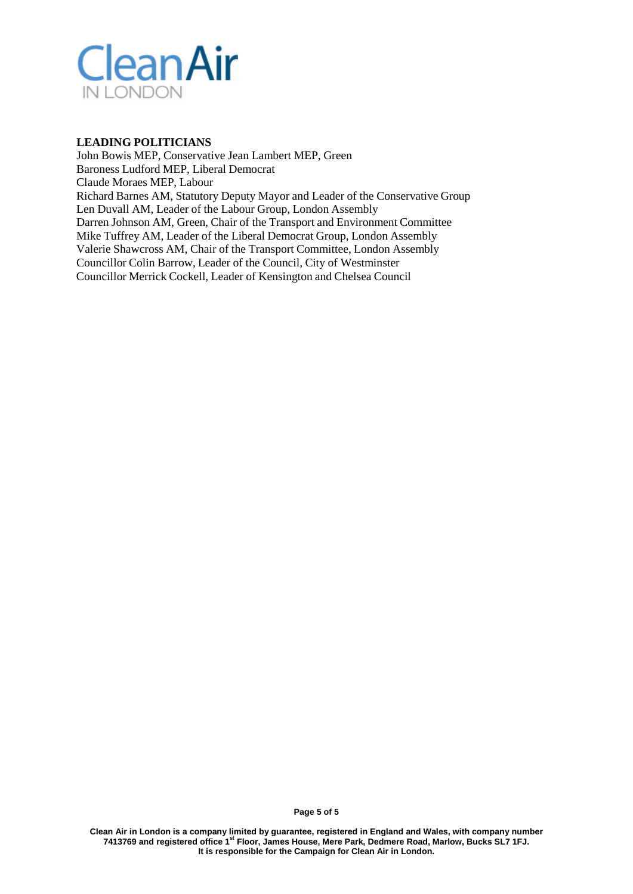**LEADING POLITICIANS**

John Bowis MEP, Conservative Jean Lambert MEP, Green
Baroness Ludford MEP, Liberal Democrat
Claude Moraes MEP, Labour
Richard Barnes AM, Statutory Deputy Mayor and Leader of the Conservative Group
Len Duvall AM, Leader of the Labour Group, London Assembly
Darren Johnson AM, Green, Chair of the Transport and Environment Committee
Mike Tuffrey AM, Leader of the Liberal Democrat Group, London Assembly
Valerie Shawcross AM, Chair of the Transport Committee, London Assembly
Councillor Colin Barrow, Leader of the Council, City of Westminster
Councillor Merrick Cockell, Leader of Kensington and Chelsea Council

**Clean Air in London is a company limited by guarantee, registered in England and Wales, with company number 7413769 and registered office 1st Floor, James House, Mere Park, Dedmere Road, Marlow, Bucks SL7 1FJ. It is responsible for the Campaign for Clean Air in London.**